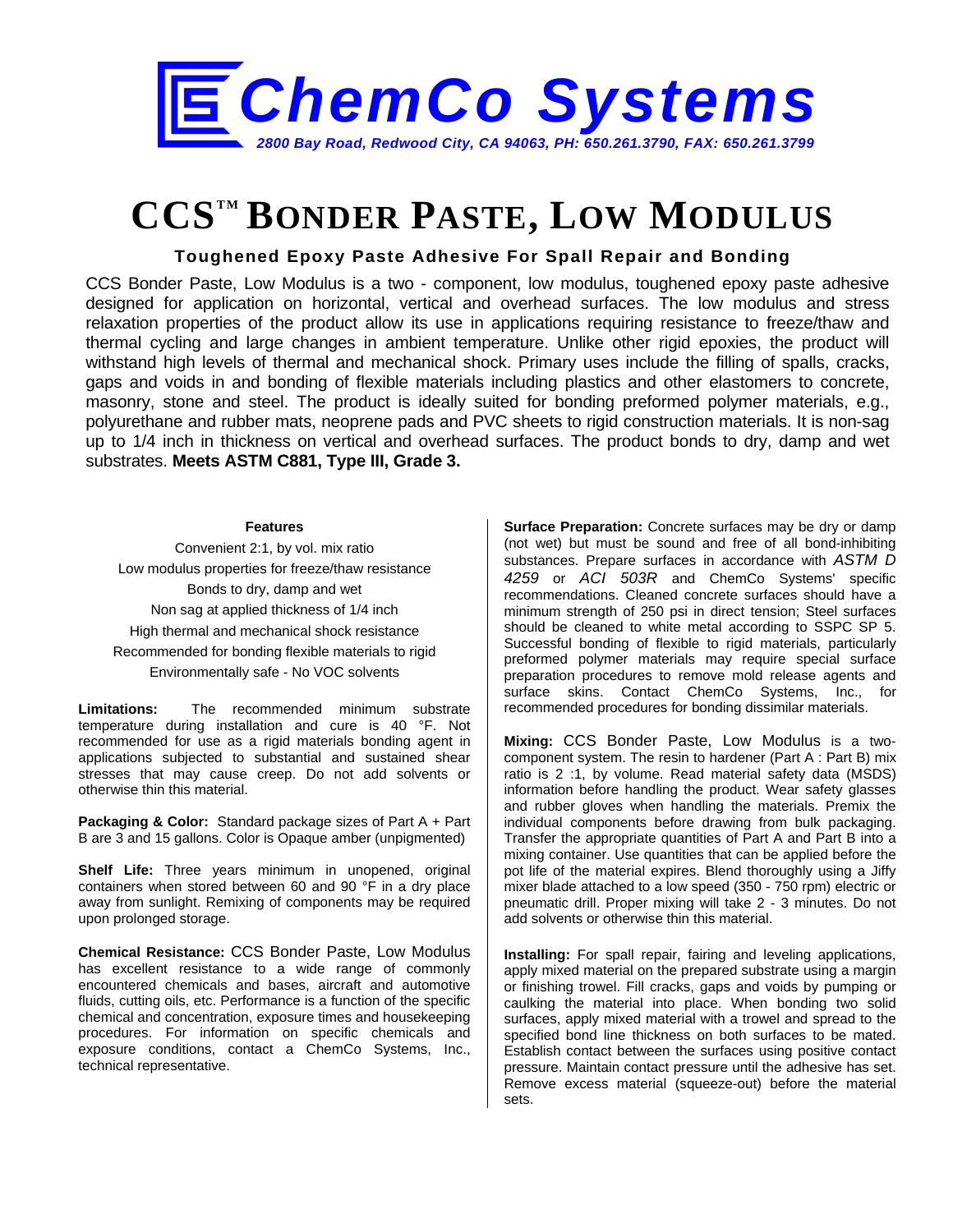# ChemCo Systems

*2800 Bay Road, Redwood City, CA 94063, PH: 650.261.3790, FAX: 650.261.3799*

# CCS™ BONDER PASTE, LOW MODULUS

**Toughened Epoxy Paste Adhesive For Spall Repair and Bonding**

CCS Bonder Paste, Low Modulus is a two - component, low modulus, toughened epoxy paste adhesive designed for application on horizontal, vertical and overhead surfaces. The low modulus and stress relaxation properties of the product allow its use in applications requiring resistance to freeze/thaw and thermal cycling and large changes in ambient temperature. Unlike other rigid epoxies, the product will withstand high levels of thermal and mechanical shock. Primary uses include the filling of spalls, cracks, gaps and voids in and bonding of flexible materials including plastics and other elastomers to concrete, masonry, stone and steel. The product is ideally suited for bonding preformed polymer materials, e.g., polyurethane and rubber mats, neoprene pads and PVC sheets to rigid construction materials. It is non-sag up to 1/4 inch in thickness on vertical and overhead surfaces. The product bonds to dry, damp and wet substrates. **Meets ASTM C881, Type III, Grade 3.**

**Features**

- Convenient 2:1, by vol. mix ratio
- Low modulus properties for freeze/thaw resistance
- Bonds to dry, damp and wet
- Non sag at applied thickness of 1/4 inch
- High thermal and mechanical shock resistance
- Recommended for bonding flexible materials to rigid
- Environmentally safe - No VOC solvents

**Limitations:** The recommended minimum substrate temperature during installation and cure is 40 °F. Not recommended for use as a rigid materials bonding agent in applications subjected to substantial and sustained shear stresses that may cause creep. Do not add solvents or otherwise thin this material.

**Packaging & Color:** Standard package sizes of Part A + Part B are 3 and 15 gallons. Color is Opaque amber (unpigmented)

**Shelf Life:** Three years minimum in unopened, original containers when stored between 60 and 90 °F in a dry place away from sunlight. Remixing of components may be required upon prolonged storage.

**Chemical Resistance:** CCS Bonder Paste, Low Modulus has excellent resistance to a wide range of commonly encountered chemicals and bases, aircraft and automotive fluids, cutting oils, etc. Performance is a function of the specific chemical and concentration, exposure times and housekeeping procedures. For information on specific chemicals and exposure conditions, contact a ChemCo Systems, Inc., technical representative.

**Surface Preparation:** Concrete surfaces may be dry or damp (not wet) but must be sound and free of all bond-inhibiting substances. Prepare surfaces in accordance with *ASTM D 4259* or *ACI 503R* and ChemCo Systems' specific recommendations. Cleaned concrete surfaces should have a minimum strength of 250 psi in direct tension; Steel surfaces should be cleaned to white metal according to SSPC SP 5. Successful bonding of flexible to rigid materials, particularly preformed polymer materials may require special surface preparation procedures to remove mold release agents and surface skins. Contact ChemCo Systems, Inc., for recommended procedures for bonding dissimilar materials.

**Mixing:** CCS Bonder Paste, Low Modulus is a two-component system. The resin to hardener (Part A : Part B) mix ratio is 2 :1, by volume. Read material safety data (MSDS) information before handling the product. Wear safety glasses and rubber gloves when handling the materials. Premix the individual components before drawing from bulk packaging. Transfer the appropriate quantities of Part A and Part B into a mixing container. Use quantities that can be applied before the pot life of the material expires. Blend thoroughly using a Jiffy mixer blade attached to a low speed (350 - 750 rpm) electric or pneumatic drill. Proper mixing will take 2 - 3 minutes. Do not add solvents or otherwise thin this material.

**Installing:** For spall repair, fairing and leveling applications, apply mixed material on the prepared substrate using a margin or finishing trowel. Fill cracks, gaps and voids by pumping or caulking the material into place. When bonding two solid surfaces, apply mixed material with a trowel and spread to the specified bond line thickness on both surfaces to be mated. Establish contact between the surfaces using positive contact pressure. Maintain contact pressure until the adhesive has set. Remove excess material (squeeze-out) before the material sets.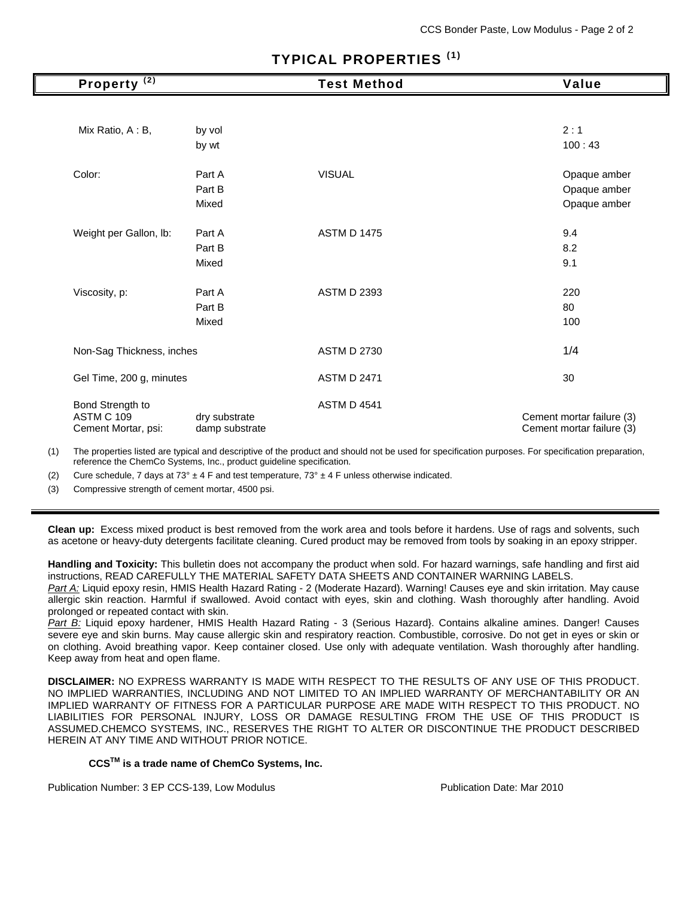# TYPICAL PROPERTIES [1]

| Property [2] | | Test Method | Value |
|---|---|---|---|
| Mix Ratio, A : B, | by vol | | 2 : 1 |
| | by wt | | 100 : 43 |
| Color: | Part A | VISUAL | Opaque amber |
| | Part B | | Opaque amber |
| | Mixed | | Opaque amber |
| Weight per Gallon, lb: | Part A | ASTM D 1475 | 9.4 |
| | Part B | | 8.2 |
| | Mixed | | 9.1 |
| Viscosity, p: | Part A | ASTM D 2393 | 220 |
| | Part B | | 80 |
| | Mixed | | 100 |
| Non-Sag Thickness, inches | | ASTM D 2730 | 1/4 |
| Gel Time, 200 g, minutes | | ASTM D 2471 | 30 |
| Bond Strength to ASTM C 109 Cement Mortar, psi: | dry substrate | ASTM D 4541 | Cement mortar failure (3) |
| | damp substrate | | Cement mortar failure (3) |

(1) The properties listed are typical and descriptive of the product and should not be used for specification purposes. For specification preparation, reference the ChemCo Systems, Inc., product guideline specification.

(2) Cure schedule, 7 days at 73° ± 4 F and test temperature, 73° ± 4 F unless otherwise indicated.

(3) Compressive strength of cement mortar, 4500 psi.

**Clean up:** Excess mixed product is best removed from the work area and tools before it hardens. Use of rags and solvents, such as acetone or heavy-duty detergents facilitate cleaning. Cured product may be removed from tools by soaking in an epoxy stripper.

**Handling and Toxicity:** This bulletin does not accompany the product when sold. For hazard warnings, safe handling and first aid instructions, READ CAREFULLY THE MATERIAL SAFETY DATA SHEETS AND CONTAINER WARNING LABELS.
*Part A:* Liquid epoxy resin, HMIS Health Hazard Rating - 2 (Moderate Hazard). Warning! Causes eye and skin irritation. May cause allergic skin reaction. Harmful if swallowed. Avoid contact with eyes, skin and clothing. Wash thoroughly after handling. Avoid prolonged or repeated contact with skin.
*Part B:* Liquid epoxy hardener, HMIS Health Hazard Rating - 3 (Serious Hazard}. Contains alkaline amines. Danger! Causes severe eye and skin burns. May cause allergic skin and respiratory reaction. Combustible, corrosive. Do not get in eyes or skin or on clothing. Avoid breathing vapor. Keep container closed. Use only with adequate ventilation. Wash thoroughly after handling. Keep away from heat and open flame.

**DISCLAIMER:** NO EXPRESS WARRANTY IS MADE WITH RESPECT TO THE RESULTS OF ANY USE OF THIS PRODUCT. NO IMPLIED WARRANTIES, INCLUDING AND NOT LIMITED TO AN IMPLIED WARRANTY OF MERCHANTABILITY OR AN IMPLIED WARRANTY OF FITNESS FOR A PARTICULAR PURPOSE ARE MADE WITH RESPECT TO THIS PRODUCT. NO LIABILITIES FOR PERSONAL INJURY, LOSS OR DAMAGE RESULTING FROM THE USE OF THIS PRODUCT IS ASSUMED.CHEMCO SYSTEMS, INC., RESERVES THE RIGHT TO ALTER OR DISCONTINUE THE PRODUCT DESCRIBED HEREIN AT ANY TIME AND WITHOUT PRIOR NOTICE.

**CCS™ is a trade name of ChemCo Systems, Inc.**

Publication Number: 3 EP CCS-139, Low Modulus    Publication Date: Mar 2010